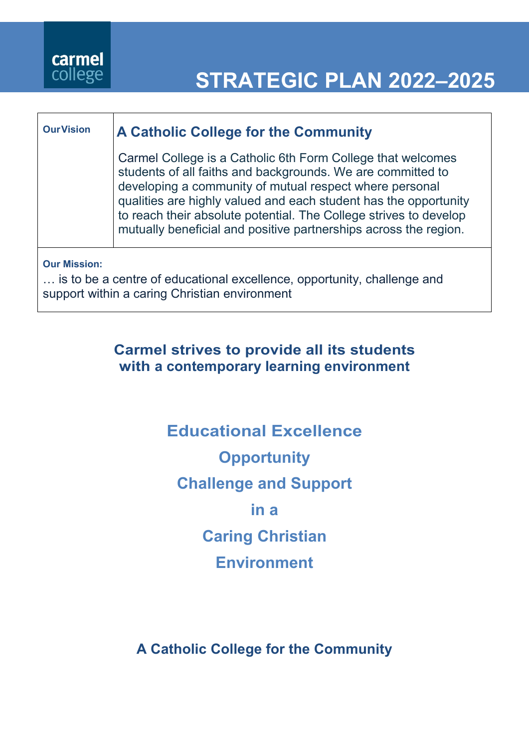carmel college

# STRATEGIC PLAN 2022–2025

| **Our Vision** | **A Catholic College for the Community**<br><br>Carmel College is a Catholic 6th Form College that welcomes students of all faiths and backgrounds. We are committed to developing a community of mutual respect where personal qualities are highly valued and each student has the opportunity to reach their absolute potential. The College strives to develop mutually beneficial and positive partnerships across the region. |
|---|---|
| **Our Mission:**<br>… is to be a centre of educational excellence, opportunity, challenge and support within a caring Christian environment | |

**Carmel strives to provide all its students with a contemporary learning environment**

**Educational Excellence**

**Opportunity**

**Challenge and Support**

**in a**

**Caring Christian**

**Environment**

**A Catholic College for the Community**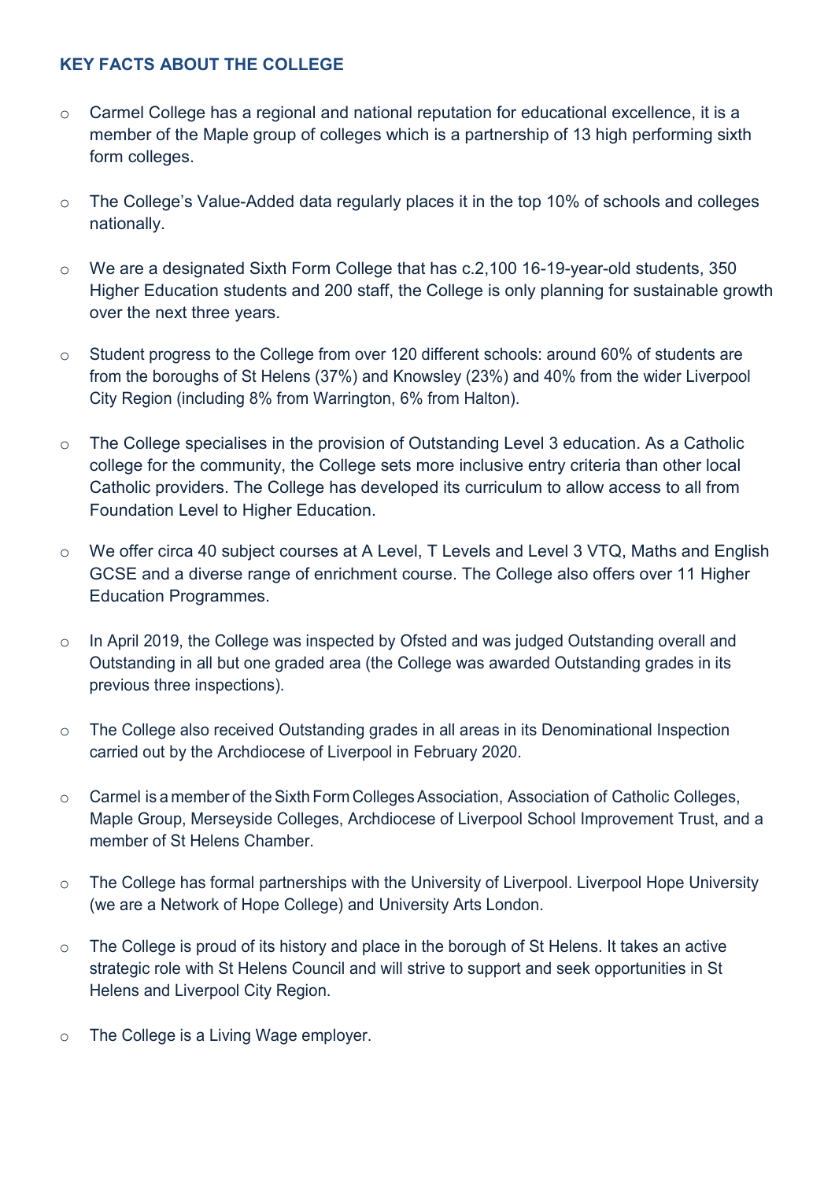## KEY FACTS ABOUT THE COLLEGE

- Carmel College has a regional and national reputation for educational excellence, it is a member of the Maple group of colleges which is a partnership of 13 high performing sixth form colleges.
- The College's Value-Added data regularly places it in the top 10% of schools and colleges nationally.
- We are a designated Sixth Form College that has c.2,100 16-19-year-old students, 350 Higher Education students and 200 staff, the College is only planning for sustainable growth over the next three years.
- Student progress to the College from over 120 different schools: around 60% of students are from the boroughs of St Helens (37%) and Knowsley (23%) and 40% from the wider Liverpool City Region (including 8% from Warrington, 6% from Halton).
- The College specialises in the provision of Outstanding Level 3 education. As a Catholic college for the community, the College sets more inclusive entry criteria than other local Catholic providers. The College has developed its curriculum to allow access to all from Foundation Level to Higher Education.
- We offer circa 40 subject courses at A Level, T Levels and Level 3 VTQ, Maths and English GCSE and a diverse range of enrichment course. The College also offers over 11 Higher Education Programmes.
- In April 2019, the College was inspected by Ofsted and was judged Outstanding overall and Outstanding in all but one graded area (the College was awarded Outstanding grades in its previous three inspections).
- The College also received Outstanding grades in all areas in its Denominational Inspection carried out by the Archdiocese of Liverpool in February 2020.
- Carmel is a member of the Sixth Form Colleges Association, Association of Catholic Colleges, Maple Group, Merseyside Colleges, Archdiocese of Liverpool School Improvement Trust, and a member of St Helens Chamber.
- The College has formal partnerships with the University of Liverpool. Liverpool Hope University (we are a Network of Hope College) and University Arts London.
- The College is proud of its history and place in the borough of St Helens. It takes an active strategic role with St Helens Council and will strive to support and seek opportunities in St Helens and Liverpool City Region.
- The College is a Living Wage employer.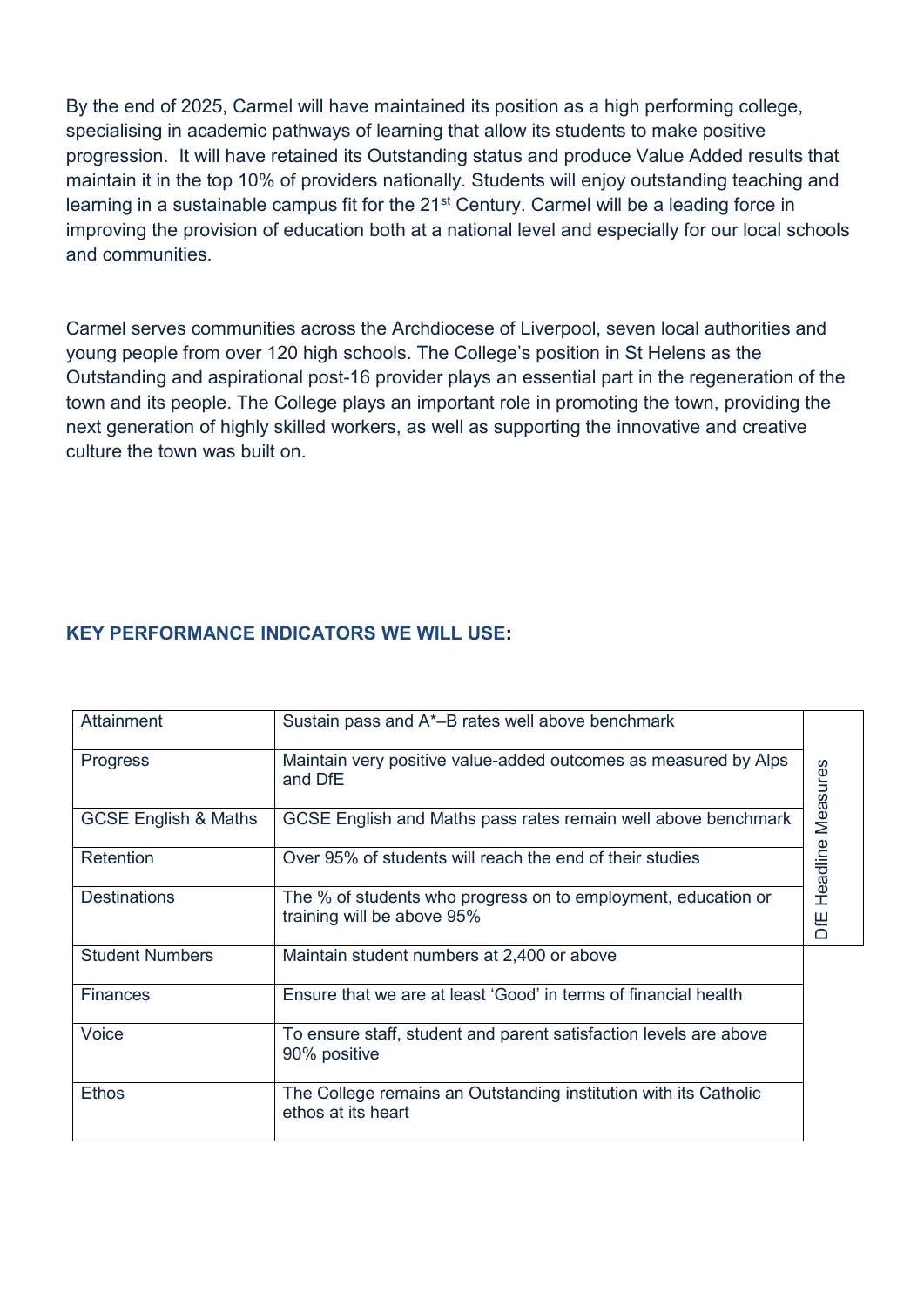By the end of 2025, Carmel will have maintained its position as a high performing college, specialising in academic pathways of learning that allow its students to make positive progression. It will have retained its Outstanding status and produce Value Added results that maintain it in the top 10% of providers nationally. Students will enjoy outstanding teaching and learning in a sustainable campus fit for the 21st Century. Carmel will be a leading force in improving the provision of education both at a national level and especially for our local schools and communities.

Carmel serves communities across the Archdiocese of Liverpool, seven local authorities and young people from over 120 high schools. The College's position in St Helens as the Outstanding and aspirational post-16 provider plays an essential part in the regeneration of the town and its people. The College plays an important role in promoting the town, providing the next generation of highly skilled workers, as well as supporting the innovative and creative culture the town was built on.

## KEY PERFORMANCE INDICATORS WE WILL USE:

| Indicator | Target | |
|---|---|---|
| Attainment | Sustain pass and A*–B rates well above benchmark | DfE Headline Measures |
| Progress | Maintain very positive value-added outcomes as measured by Alps and DfE | DfE Headline Measures |
| GCSE English & Maths | GCSE English and Maths pass rates remain well above benchmark | DfE Headline Measures |
| Retention | Over 95% of students will reach the end of their studies | DfE Headline Measures |
| Destinations | The % of students who progress on to employment, education or training will be above 95% | DfE Headline Measures |
| Student Numbers | Maintain student numbers at 2,400 or above | |
| Finances | Ensure that we are at least 'Good' in terms of financial health | |
| Voice | To ensure staff, student and parent satisfaction levels are above 90% positive | |
| Ethos | The College remains an Outstanding institution with its Catholic ethos at its heart | |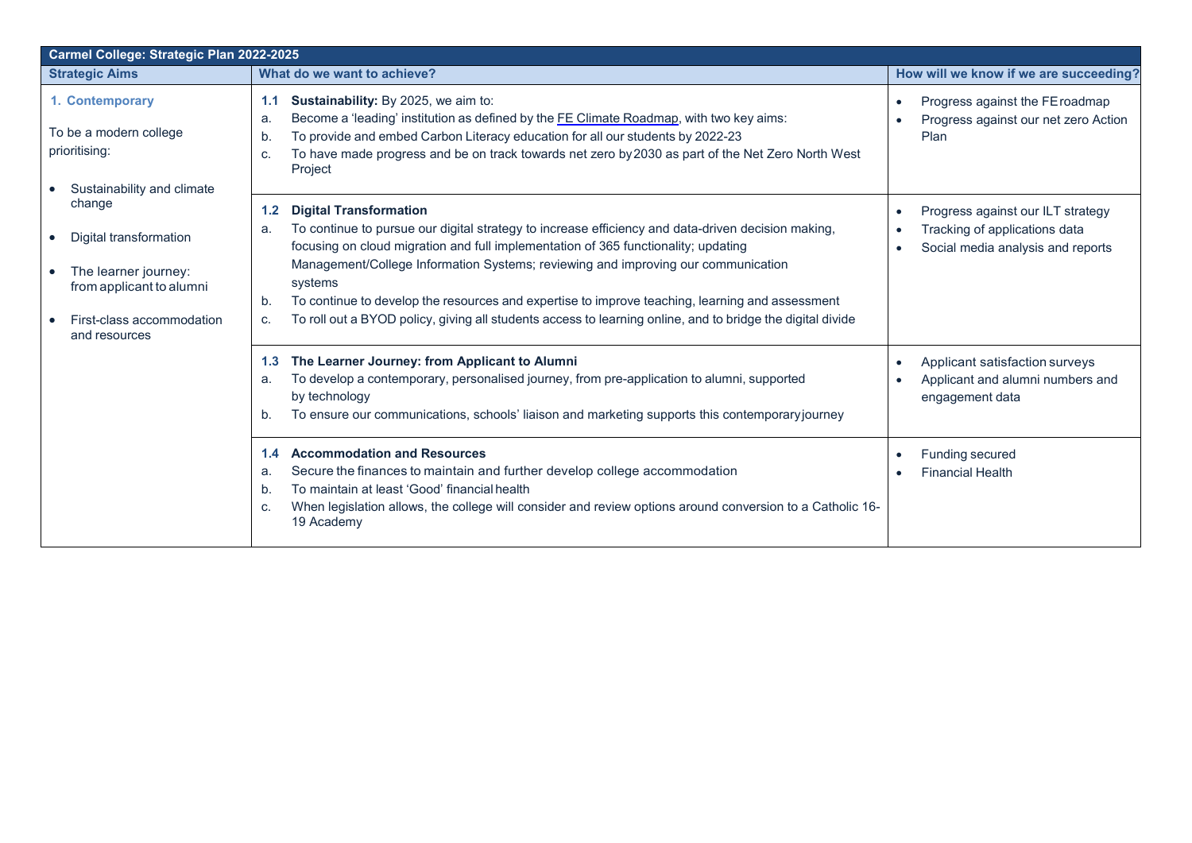| Carmel College: Strategic Plan 2022-2025 | | |
|---|---|---|
| **Strategic Aims** | **What do we want to achieve?** | **How will we know if we are succeeding?** |
| **1. Contemporary**<br><br>To be a modern college prioritising:<br><br>• Sustainability and climate change<br>• Digital transformation<br>• The learner journey: from applicant to alumni<br>• First-class accommodation and resources | **1.1 Sustainability:** By 2025, we aim to:<br>a. Become a 'leading' institution as defined by the FE Climate Roadmap, with two key aims:<br>b. To provide and embed Carbon Literacy education for all our students by 2022-23<br>c. To have made progress and be on track towards net zero by 2030 as part of the Net Zero North West Project | • Progress against the FE roadmap<br>• Progress against our net zero Action Plan |
| | **1.2 Digital Transformation**<br>a. To continue to pursue our digital strategy to increase efficiency and data-driven decision making, focusing on cloud migration and full implementation of 365 functionality; updating Management/College Information Systems; reviewing and improving our communication systems<br>b. To continue to develop the resources and expertise to improve teaching, learning and assessment<br>c. To roll out a BYOD policy, giving all students access to learning online, and to bridge the digital divide | • Progress against our ILT strategy<br>• Tracking of applications data<br>• Social media analysis and reports |
| | **1.3 The Learner Journey: from Applicant to Alumni**<br>a. To develop a contemporary, personalised journey, from pre-application to alumni, supported by technology<br>b. To ensure our communications, schools' liaison and marketing supports this contemporary journey | • Applicant satisfaction surveys<br>• Applicant and alumni numbers and engagement data |
| | **1.4 Accommodation and Resources**<br>a. Secure the finances to maintain and further develop college accommodation<br>b. To maintain at least 'Good' financial health<br>c. When legislation allows, the college will consider and review options around conversion to a Catholic 16-19 Academy | • Funding secured<br>• Financial Health |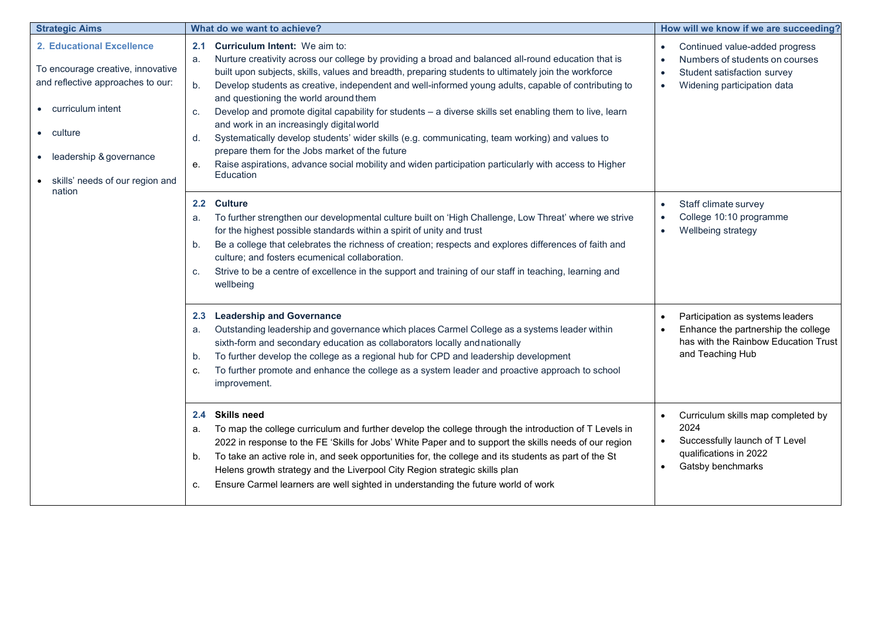| Strategic Aims | What do we want to achieve? | How will we know if we are succeeding? |
|---|---|---|
| **2. Educational Excellence**<br><br>To encourage creative, innovative and reflective approaches to our:<br><br>• curriculum intent<br>• culture<br>• leadership & governance<br>• skills' needs of our region and nation | **2.1 Curriculum Intent:** We aim to:<br>a. Nurture creativity across our college by providing a broad and balanced all-round education that is built upon subjects, skills, values and breadth, preparing students to ultimately join the workforce<br>b. Develop students as creative, independent and well-informed young adults, capable of contributing to and questioning the world around them<br>c. Develop and promote digital capability for students – a diverse skills set enabling them to live, learn and work in an increasingly digital world<br>d. Systematically develop students' wider skills (e.g. communicating, team working) and values to prepare them for the Jobs market of the future<br>e. Raise aspirations, advance social mobility and widen participation particularly with access to Higher Education | • Continued value-added progress<br>• Numbers of students on courses<br>• Student satisfaction survey<br>• Widening participation data |
| | **2.2 Culture**<br>a. To further strengthen our developmental culture built on 'High Challenge, Low Threat' where we strive for the highest possible standards within a spirit of unity and trust<br>b. Be a college that celebrates the richness of creation; respects and explores differences of faith and culture; and fosters ecumenical collaboration.<br>c. Strive to be a centre of excellence in the support and training of our staff in teaching, learning and wellbeing | • Staff climate survey<br>• College 10:10 programme<br>• Wellbeing strategy |
| | **2.3 Leadership and Governance**<br>a. Outstanding leadership and governance which places Carmel College as a systems leader within sixth-form and secondary education as collaborators locally and nationally<br>b. To further develop the college as a regional hub for CPD and leadership development<br>c. To further promote and enhance the college as a system leader and proactive approach to school improvement. | • Participation as systems leaders<br>• Enhance the partnership the college has with the Rainbow Education Trust and Teaching Hub |
| | **2.4 Skills need**<br>a. To map the college curriculum and further develop the college through the introduction of T Levels in 2022 in response to the FE 'Skills for Jobs' White Paper and to support the skills needs of our region<br>b. To take an active role in, and seek opportunities for, the college and its students as part of the St Helens growth strategy and the Liverpool City Region strategic skills plan<br>c. Ensure Carmel learners are well sighted in understanding the future world of work | • Curriculum skills map completed by 2024<br>• Successfully launch of T Level qualifications in 2022<br>• Gatsby benchmarks |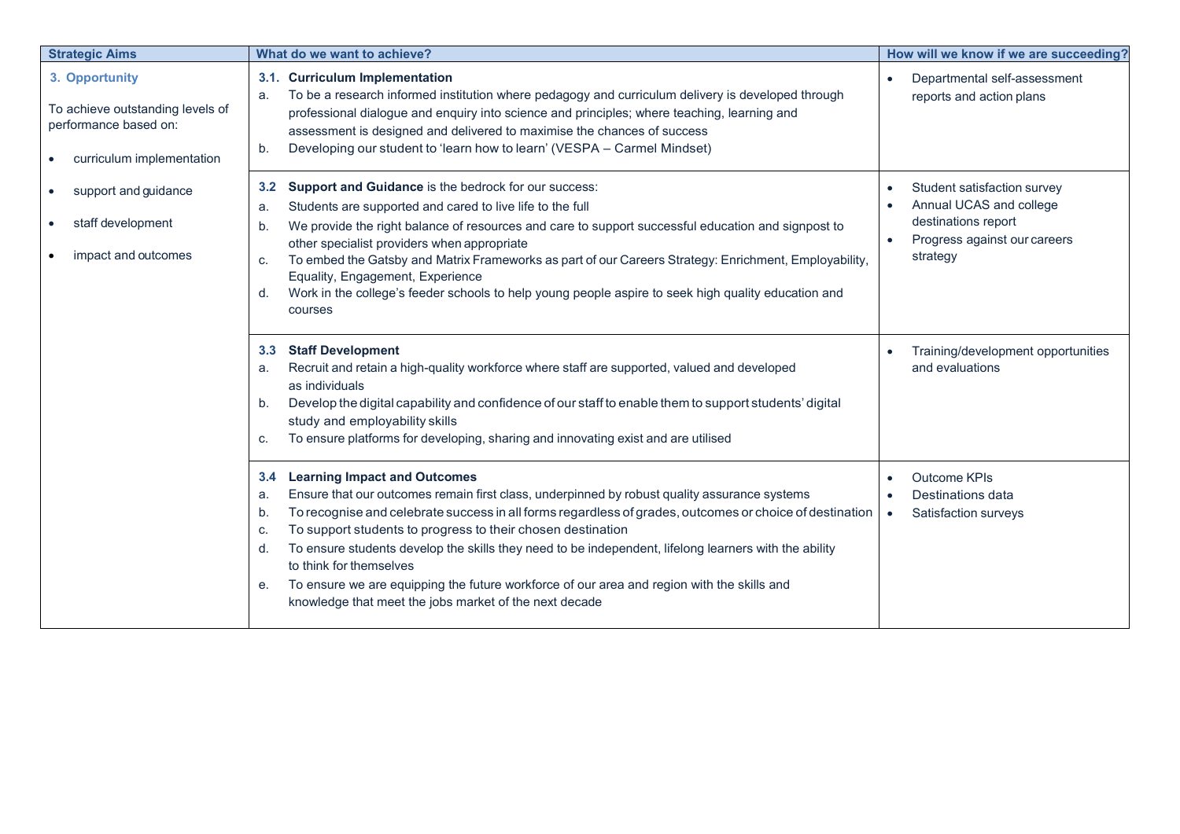| Strategic Aims | What do we want to achieve? | How will we know if we are succeeding? |
|---|---|---|
| **3. Opportunity**<br><br>To achieve outstanding levels of performance based on:<br><br>• curriculum implementation<br>• support and guidance<br>• staff development<br>• impact and outcomes | **3.1. Curriculum Implementation**<br>a. To be a research informed institution where pedagogy and curriculum delivery is developed through professional dialogue and enquiry into science and principles; where teaching, learning and assessment is designed and delivered to maximise the chances of success<br>b. Developing our student to 'learn how to learn' (VESPA – Carmel Mindset) | • Departmental self-assessment reports and action plans |
| | **3.2 Support and Guidance** is the bedrock for our success:<br>a. Students are supported and cared to live life to the full<br>b. We provide the right balance of resources and care to support successful education and signpost to other specialist providers when appropriate<br>c. To embed the Gatsby and Matrix Frameworks as part of our Careers Strategy: Enrichment, Employability, Equality, Engagement, Experience<br>d. Work in the college's feeder schools to help young people aspire to seek high quality education and courses | • Student satisfaction survey<br>• Annual UCAS and college destinations report<br>• Progress against our careers strategy |
| | **3.3 Staff Development**<br>a. Recruit and retain a high-quality workforce where staff are supported, valued and developed as individuals<br>b. Develop the digital capability and confidence of our staff to enable them to support students' digital study and employability skills<br>c. To ensure platforms for developing, sharing and innovating exist and are utilised | • Training/development opportunities and evaluations |
| | **3.4 Learning Impact and Outcomes**<br>a. Ensure that our outcomes remain first class, underpinned by robust quality assurance systems<br>b. To recognise and celebrate success in all forms regardless of grades, outcomes or choice of destination<br>c. To support students to progress to their chosen destination<br>d. To ensure students develop the skills they need to be independent, lifelong learners with the ability to think for themselves<br>e. To ensure we are equipping the future workforce of our area and region with the skills and knowledge that meet the jobs market of the next decade | • Outcome KPIs<br>• Destinations data<br>• Satisfaction surveys |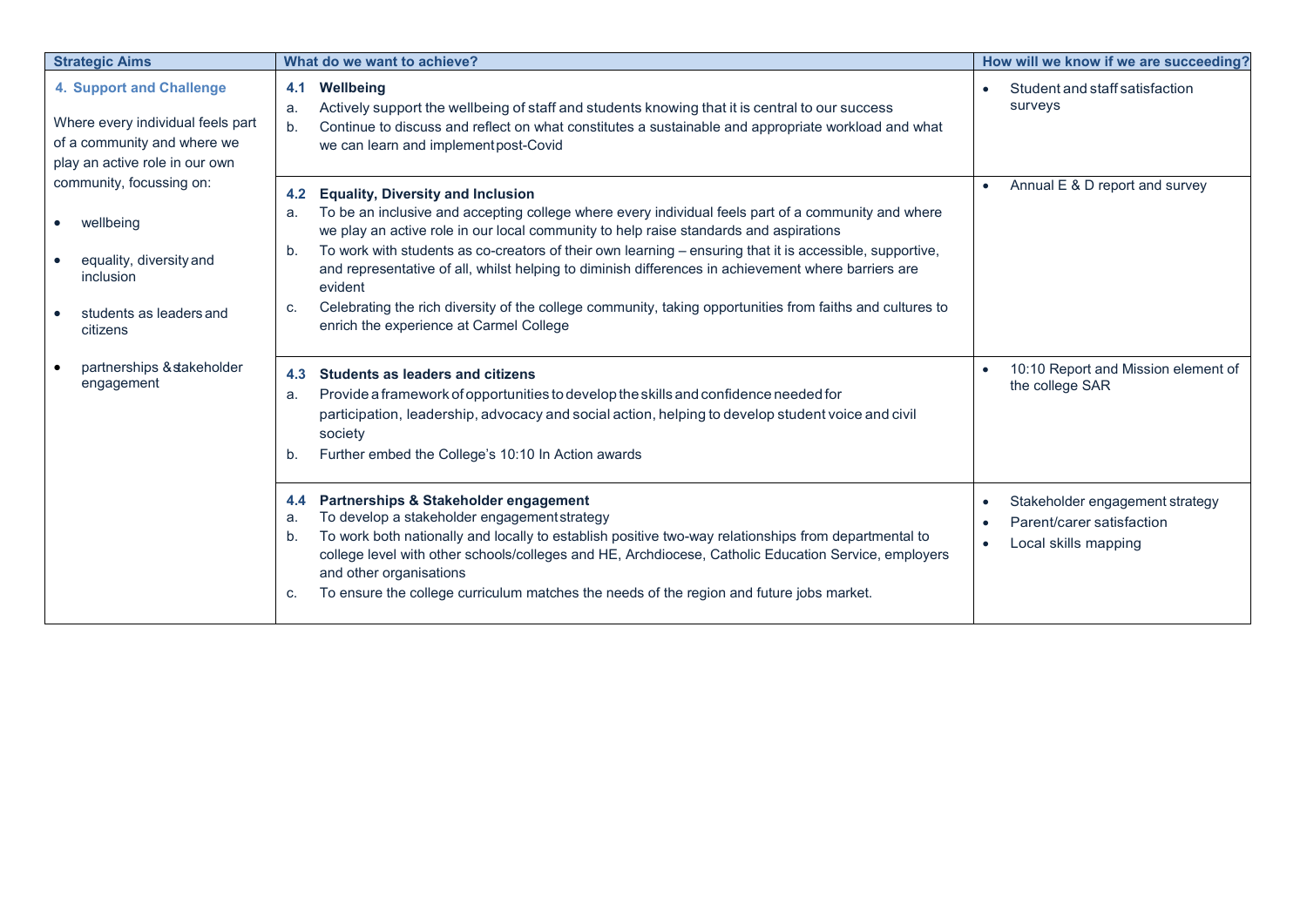| Strategic Aims | What do we want to achieve? | How will we know if we are succeeding? |
|---|---|---|
| **4. Support and Challenge**<br><br>Where every individual feels part of a community and where we play an active role in our own community, focussing on:<br><br>• wellbeing<br>• equality, diversity and inclusion<br>• students as leaders and citizens<br>• partnerships & stakeholder engagement | **4.1 Wellbeing**<br>a. Actively support the wellbeing of staff and students knowing that it is central to our success<br>b. Continue to discuss and reflect on what constitutes a sustainable and appropriate workload and what we can learn and implement post-Covid | • Student and staff satisfaction surveys |
| | **4.2 Equality, Diversity and Inclusion**<br>a. To be an inclusive and accepting college where every individual feels part of a community and where we play an active role in our local community to help raise standards and aspirations<br>b. To work with students as co-creators of their own learning – ensuring that it is accessible, supportive, and representative of all, whilst helping to diminish differences in achievement where barriers are evident<br>c. Celebrating the rich diversity of the college community, taking opportunities from faiths and cultures to enrich the experience at Carmel College | • Annual E & D report and survey |
| | **4.3 Students as leaders and citizens**<br>a. Provide a framework of opportunities to develop the skills and confidence needed for participation, leadership, advocacy and social action, helping to develop student voice and civil society<br>b. Further embed the College's 10:10 In Action awards | • 10:10 Report and Mission element of the college SAR |
| | **4.4 Partnerships & Stakeholder engagement**<br>a. To develop a stakeholder engagement strategy<br>b. To work both nationally and locally to establish positive two-way relationships from departmental to college level with other schools/colleges and HE, Archdiocese, Catholic Education Service, employers and other organisations<br>c. To ensure the college curriculum matches the needs of the region and future jobs market. | • Stakeholder engagement strategy<br>• Parent/carer satisfaction<br>• Local skills mapping |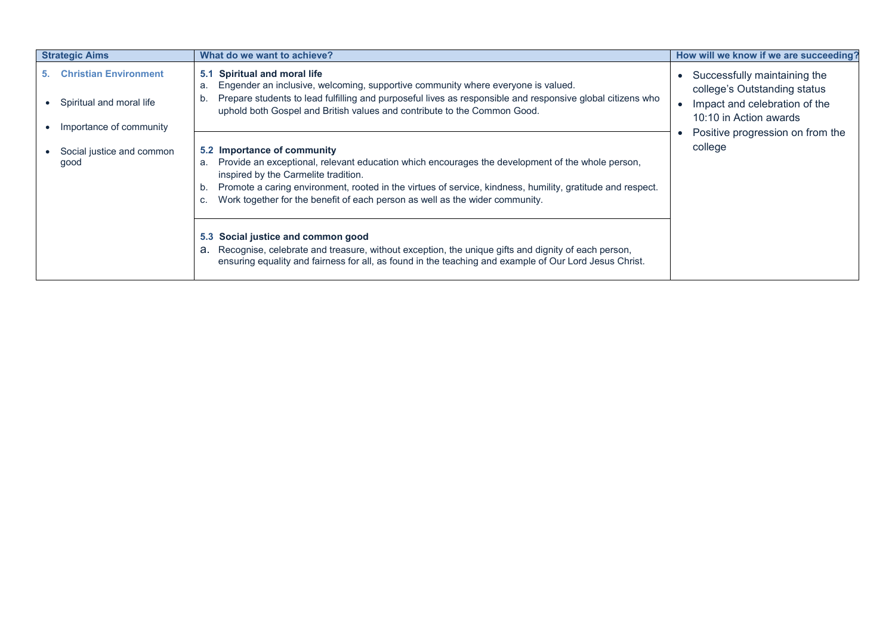| Strategic Aims | What do we want to achieve? | How will we know if we are succeeding? |
|---|---|---|
| **5. Christian Environment**<br><br>• Spiritual and moral life<br>• Importance of community<br>• Social justice and common good | **5.1 Spiritual and moral life**<br>a. Engender an inclusive, welcoming, supportive community where everyone is valued.<br>b. Prepare students to lead fulfilling and purposeful lives as responsible and responsive global citizens who uphold both Gospel and British values and contribute to the Common Good. | • Successfully maintaining the college's Outstanding status<br>• Impact and celebration of the 10:10 in Action awards<br>• Positive progression on from the college |
| | **5.2 Importance of community**<br>a. Provide an exceptional, relevant education which encourages the development of the whole person, inspired by the Carmelite tradition.<br>b. Promote a caring environment, rooted in the virtues of service, kindness, humility, gratitude and respect.<br>c. Work together for the benefit of each person as well as the wider community. | |
| | **5.3 Social justice and common good**<br>a. Recognise, celebrate and treasure, without exception, the unique gifts and dignity of each person, ensuring equality and fairness for all, as found in the teaching and example of Our Lord Jesus Christ. | |